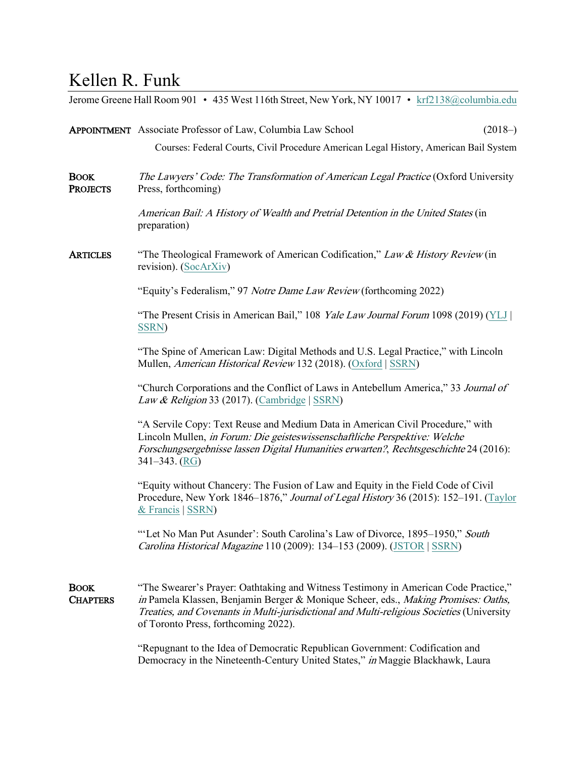# Kellen R. Funk

Jerome Greene Hall Room 901 • 435 West 116th Street, New York, NY 10017 • [krf2138@columbia.edu](mailto:krf2138@columbia.edu)

## Appointment

Associate Professor of Law, Columbia Law School (2018–)

Courses: Federal Courts, Civil Procedure American Legal History, American Bail System

## Book Projects

*The Lawyers' Code: The Transformation of American Legal Practice* (Oxford University Press, forthcoming)

*American Bail: A History of Wealth and Pretrial Detention in the United States* (in preparation)

## Articles

"The Theological Framework of American Codification," *Law & History Review* (in revision). (SocArXiv)

"Equity's Federalism," 97 *Notre Dame Law Review* (forthcoming 2022)

"The Present Crisis in American Bail," 108 *Yale Law Journal Forum* 1098 (2019) (YLJ | SSRN)

"The Spine of American Law: Digital Methods and U.S. Legal Practice," with Lincoln Mullen, *American Historical Review* 132 (2018). (Oxford | SSRN)

"Church Corporations and the Conflict of Laws in Antebellum America," 33 *Journal of Law & Religion* 33 (2017). (Cambridge | SSRN)

"A Servile Copy: Text Reuse and Medium Data in American Civil Procedure," with Lincoln Mullen, *in Forum: Die geisteswissenschaftliche Perspektive: Welche Forschungsergebnisse lassen Digital Humanities erwarten?*, *Rechtsgeschichte* 24 (2016): 341–343. (RG)

"Equity without Chancery: The Fusion of Law and Equity in the Field Code of Civil Procedure, New York 1846–1876," *Journal of Legal History* 36 (2015): 152–191. (Taylor & Francis | SSRN)

"'Let No Man Put Asunder': South Carolina's Law of Divorce, 1895–1950," *South Carolina Historical Magazine* 110 (2009): 134–153 (2009). (JSTOR | SSRN)

## Book Chapters

"The Swearer's Prayer: Oathtaking and Witness Testimony in American Code Practice," *in* Pamela Klassen, Benjamin Berger & Monique Scheer, eds., *Making Promises: Oaths, Treaties, and Covenants in Multi-jurisdictional and Multi-religious Societies* (University of Toronto Press, forthcoming 2022).

"Repugnant to the Idea of Democratic Republican Government: Codification and Democracy in the Nineteenth-Century United States," *in* Maggie Blackhawk, Laura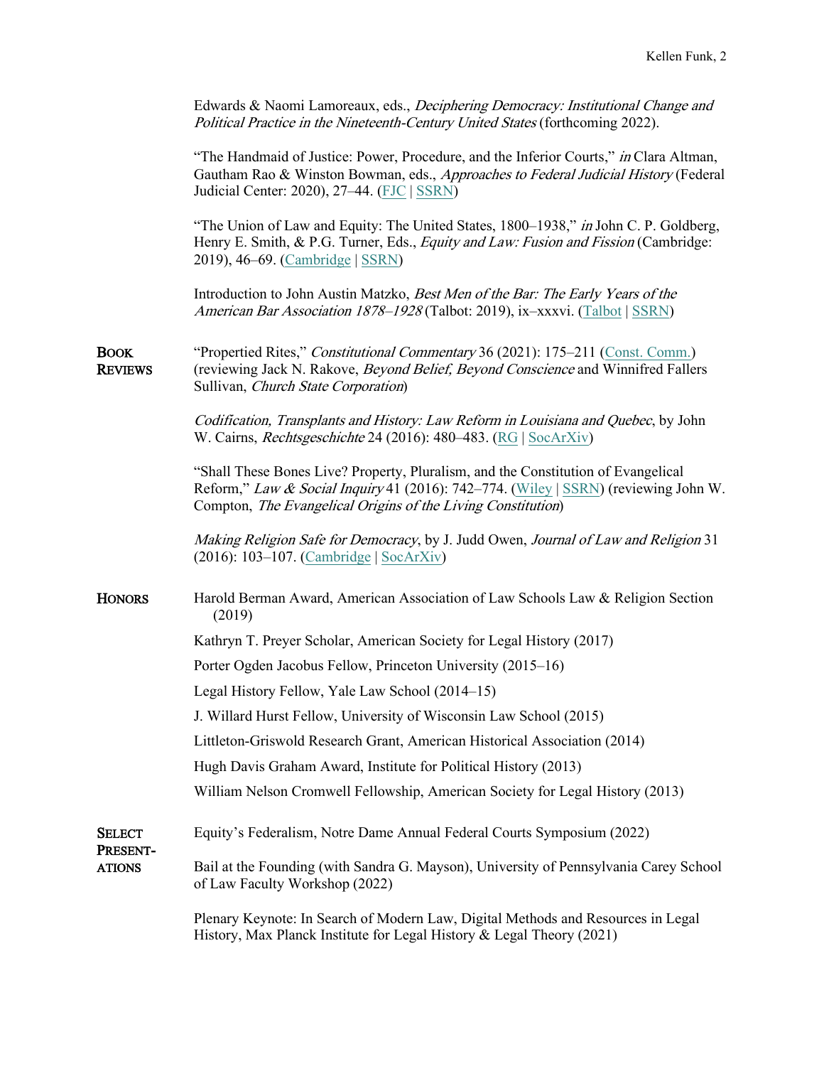Edwards & Naomi Lamoreaux, eds., *Deciphering Democracy: Institutional Change and Political Practice in the Nineteenth-Century United States* (forthcoming 2022).

"The Handmaid of Justice: Power, Procedure, and the Inferior Courts," *in* Clara Altman, Gautham Rao & Winston Bowman, eds., *Approaches to Federal Judicial History* (Federal Judicial Center: 2020), 27–44. (FJC | SSRN)

"The Union of Law and Equity: The United States, 1800–1938," *in* John C. P. Goldberg, Henry E. Smith, & P.G. Turner, Eds., *Equity and Law: Fusion and Fission* (Cambridge: 2019), 46–69. (Cambridge | SSRN)

Introduction to John Austin Matzko, *Best Men of the Bar: The Early Years of the American Bar Association 1878–1928* (Talbot: 2019), ix–xxxvi. (Talbot | SSRN)

## Book Reviews

"Propertied Rites," *Constitutional Commentary* 36 (2021): 175–211 (Const. Comm.) (reviewing Jack N. Rakove, *Beyond Belief, Beyond Conscience* and Winnifred Fallers Sullivan, *Church State Corporation*)

*Codification, Transplants and History: Law Reform in Louisiana and Quebec*, by John W. Cairns, *Rechtsgeschichte* 24 (2016): 480–483. (RG | SocArXiv)

"Shall These Bones Live? Property, Pluralism, and the Constitution of Evangelical Reform," *Law & Social Inquiry* 41 (2016): 742–774. (Wiley | SSRN) (reviewing John W. Compton, *The Evangelical Origins of the Living Constitution*)

*Making Religion Safe for Democracy*, by J. Judd Owen, *Journal of Law and Religion* 31 (2016): 103–107. (Cambridge | SocArXiv)

## Honors

Harold Berman Award, American Association of Law Schools Law & Religion Section (2019)

Kathryn T. Preyer Scholar, American Society for Legal History (2017)

Porter Ogden Jacobus Fellow, Princeton University (2015–16)

Legal History Fellow, Yale Law School (2014–15)

J. Willard Hurst Fellow, University of Wisconsin Law School (2015)

Littleton-Griswold Research Grant, American Historical Association (2014)

Hugh Davis Graham Award, Institute for Political History (2013)

William Nelson Cromwell Fellowship, American Society for Legal History (2013)

## Select Presentations

Equity's Federalism, Notre Dame Annual Federal Courts Symposium (2022)

Bail at the Founding (with Sandra G. Mayson), University of Pennsylvania Carey School of Law Faculty Workshop (2022)

Plenary Keynote: In Search of Modern Law, Digital Methods and Resources in Legal History, Max Planck Institute for Legal History & Legal Theory (2021)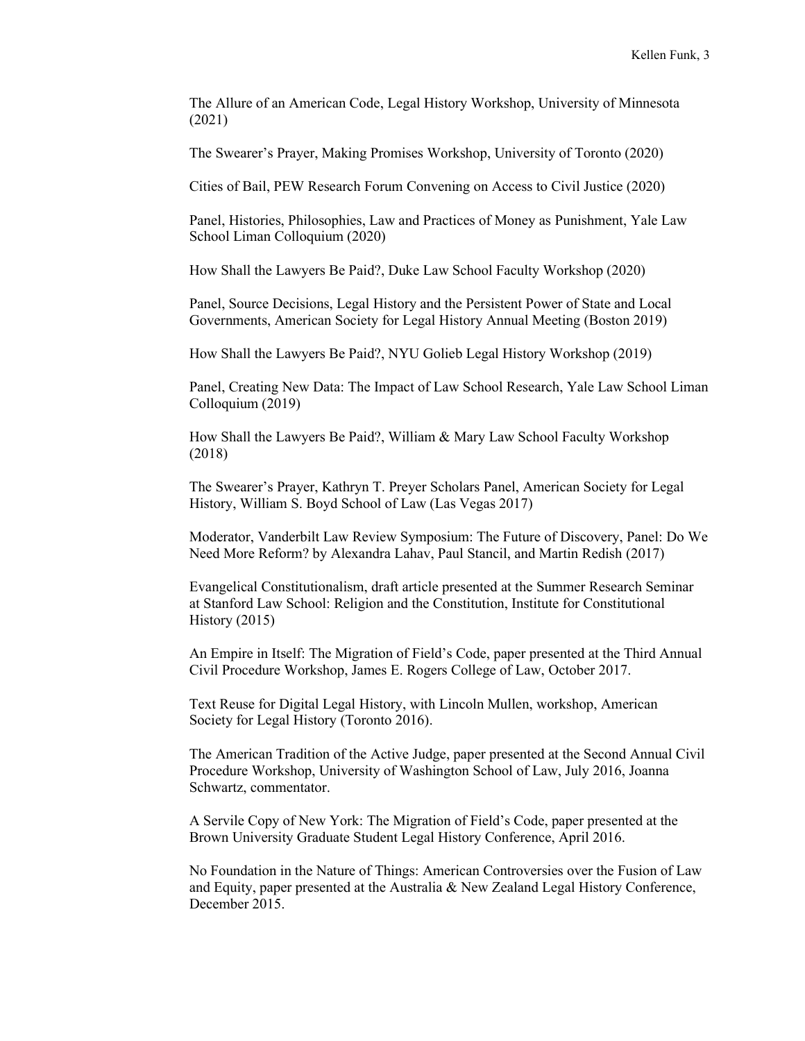The Allure of an American Code, Legal History Workshop, University of Minnesota (2021)

The Swearer's Prayer, Making Promises Workshop, University of Toronto (2020)

Cities of Bail, PEW Research Forum Convening on Access to Civil Justice (2020)

Panel, Histories, Philosophies, Law and Practices of Money as Punishment, Yale Law School Liman Colloquium (2020)

How Shall the Lawyers Be Paid?, Duke Law School Faculty Workshop (2020)

Panel, Source Decisions, Legal History and the Persistent Power of State and Local Governments, American Society for Legal History Annual Meeting (Boston 2019)

How Shall the Lawyers Be Paid?, NYU Golieb Legal History Workshop (2019)

Panel, Creating New Data: The Impact of Law School Research, Yale Law School Liman Colloquium (2019)

How Shall the Lawyers Be Paid?, William & Mary Law School Faculty Workshop (2018)

The Swearer's Prayer, Kathryn T. Preyer Scholars Panel, American Society for Legal History, William S. Boyd School of Law (Las Vegas 2017)

Moderator, Vanderbilt Law Review Symposium: The Future of Discovery, Panel: Do We Need More Reform? by Alexandra Lahav, Paul Stancil, and Martin Redish (2017)

Evangelical Constitutionalism, draft article presented at the Summer Research Seminar at Stanford Law School: Religion and the Constitution, Institute for Constitutional History (2015)

An Empire in Itself: The Migration of Field's Code, paper presented at the Third Annual Civil Procedure Workshop, James E. Rogers College of Law, October 2017.

Text Reuse for Digital Legal History, with Lincoln Mullen, workshop, American Society for Legal History (Toronto 2016).

The American Tradition of the Active Judge, paper presented at the Second Annual Civil Procedure Workshop, University of Washington School of Law, July 2016, Joanna Schwartz, commentator.

A Servile Copy of New York: The Migration of Field's Code, paper presented at the Brown University Graduate Student Legal History Conference, April 2016.

No Foundation in the Nature of Things: American Controversies over the Fusion of Law and Equity, paper presented at the Australia & New Zealand Legal History Conference, December 2015.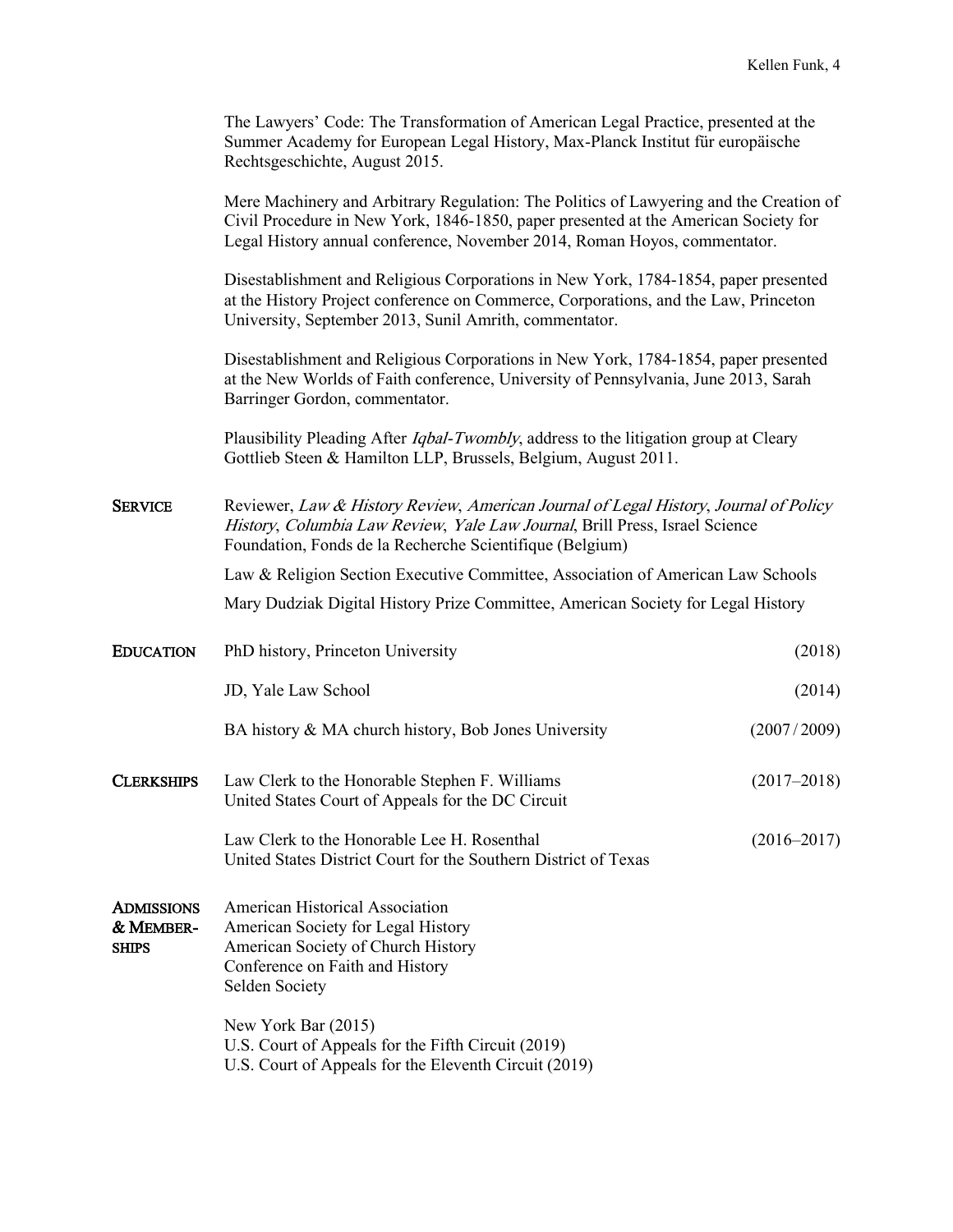The Lawyers' Code: The Transformation of American Legal Practice, presented at the Summer Academy for European Legal History, Max-Planck Institut für europäische Rechtsgeschichte, August 2015.

Mere Machinery and Arbitrary Regulation: The Politics of Lawyering and the Creation of Civil Procedure in New York, 1846-1850, paper presented at the American Society for Legal History annual conference, November 2014, Roman Hoyos, commentator.

Disestablishment and Religious Corporations in New York, 1784-1854, paper presented at the History Project conference on Commerce, Corporations, and the Law, Princeton University, September 2013, Sunil Amrith, commentator.

Disestablishment and Religious Corporations in New York, 1784-1854, paper presented at the New Worlds of Faith conference, University of Pennsylvania, June 2013, Sarah Barringer Gordon, commentator.

Plausibility Pleading After *Iqbal-Twombly*, address to the litigation group at Cleary Gottlieb Steen & Hamilton LLP, Brussels, Belgium, August 2011.

## Service

Reviewer, *Law & History Review*, *American Journal of Legal History*, *Journal of Policy History*, *Columbia Law Review*, *Yale Law Journal*, Brill Press, Israel Science Foundation, Fonds de la Recherche Scientifique (Belgium)

Law & Religion Section Executive Committee, Association of American Law Schools

Mary Dudziak Digital History Prize Committee, American Society for Legal History

## Education

PhD history, Princeton University (2018)

JD, Yale Law School (2014)

BA history & MA church history, Bob Jones University (2007 / 2009)

## Clerkships

Law Clerk to the Honorable Stephen F. Williams (2017–2018)
United States Court of Appeals for the DC Circuit

Law Clerk to the Honorable Lee H. Rosenthal (2016–2017)
United States District Court for the Southern District of Texas

## Admissions & Memberships

American Historical Association
American Society for Legal History
American Society of Church History
Conference on Faith and History
Selden Society

New York Bar (2015)
U.S. Court of Appeals for the Fifth Circuit (2019)
U.S. Court of Appeals for the Eleventh Circuit (2019)